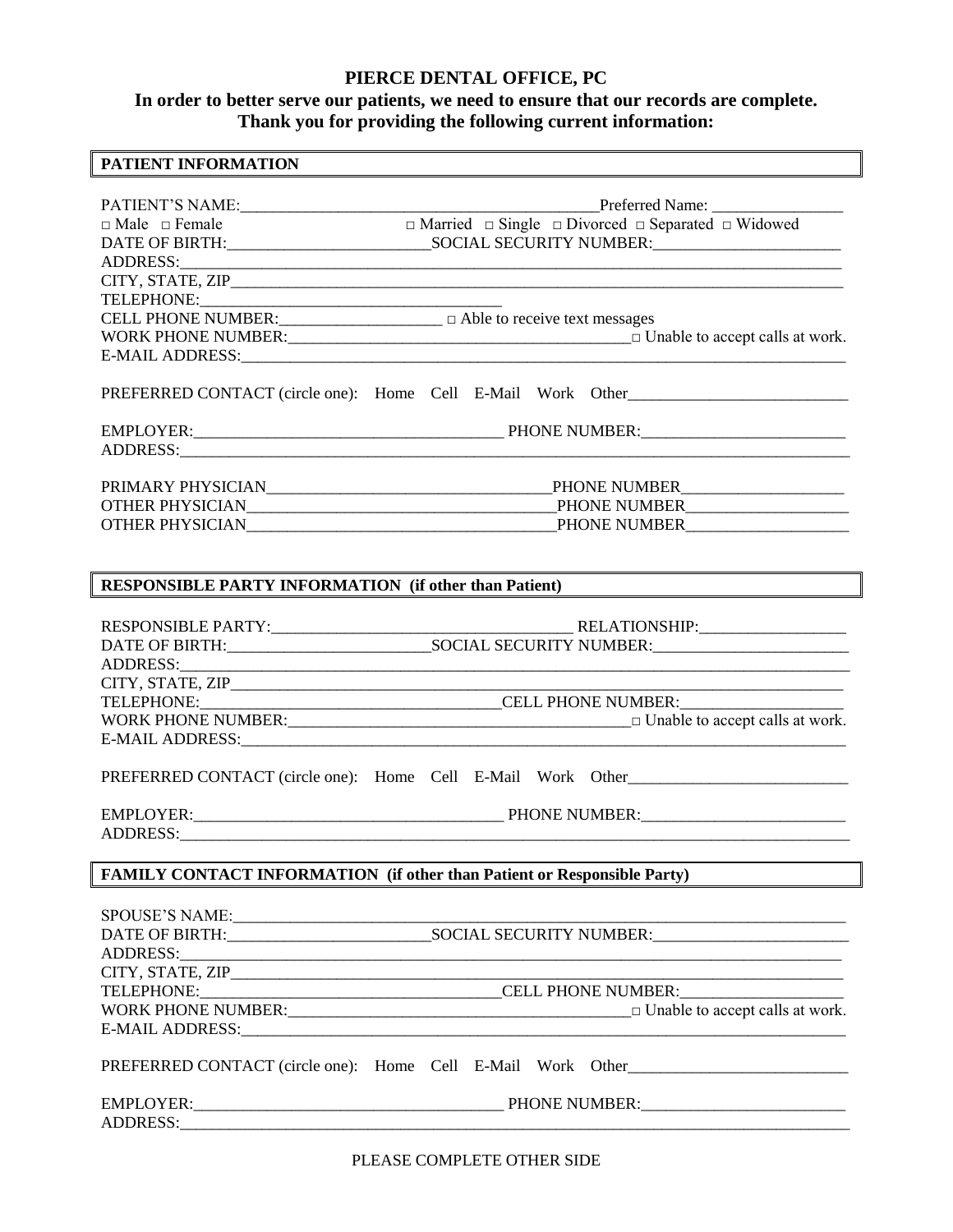# PIERCE DENTAL OFFICE, PC

**In order to better serve our patients, we need to ensure that our records are complete.**
**Thank you for providing the following current information:**

## PATIENT INFORMATION

PATIENT'S NAME:_____________________________________________Preferred Name: ________________

□ Male □ Female □ Married □ Single □ Divorced □ Separated □ Widowed

DATE OF BIRTH:_________________________SOCIAL SECURITY NUMBER:________________________

ADDRESS:_________________________________________________________________________________

CITY, STATE, ZIP__________________________________________________________________________

TELEPHONE:______________________________________

CELL PHONE NUMBER:____________________ □ Able to receive text messages

WORK PHONE NUMBER:__________________________________________□ Unable to accept calls at work.

E-MAIL ADDRESS:___________________________________________________________________________

PREFERRED CONTACT (circle one): Home Cell E-Mail Work Other___________________________

EMPLOYER:_______________________________________ PHONE NUMBER:_________________________

ADDRESS:__________________________________________________________________________________

PRIMARY PHYSICIAN__________________________________PHONE NUMBER____________________

OTHER PHYSICIAN_____________________________________PHONE NUMBER____________________

OTHER PHYSICIAN_____________________________________PHONE NUMBER____________________

## RESPONSIBLE PARTY INFORMATION (if other than Patient)

RESPONSIBLE PARTY:_____________________________________ RELATIONSHIP:__________________

DATE OF BIRTH:_________________________SOCIAL SECURITY NUMBER:________________________

ADDRESS:__________________________________________________________________________________

CITY, STATE, ZIP__________________________________________________________________________

TELEPHONE:_____________________________________CELL PHONE NUMBER:____________________

WORK PHONE NUMBER:__________________________________________□ Unable to accept calls at work.

E-MAIL ADDRESS:___________________________________________________________________________

PREFERRED CONTACT (circle one): Home Cell E-Mail Work Other___________________________

EMPLOYER:_______________________________________ PHONE NUMBER:_________________________

ADDRESS:__________________________________________________________________________________

## FAMILY CONTACT INFORMATION (if other than Patient or Responsible Party)

SPOUSE'S NAME:____________________________________________________________________________

DATE OF BIRTH:_________________________SOCIAL SECURITY NUMBER:________________________

ADDRESS:_________________________________________________________________________________

CITY, STATE, ZIP__________________________________________________________________________

TELEPHONE:_____________________________________CELL PHONE NUMBER:____________________

WORK PHONE NUMBER:__________________________________________□ Unable to accept calls at work.

E-MAIL ADDRESS:___________________________________________________________________________

PREFERRED CONTACT (circle one): Home Cell E-Mail Work Other___________________________

EMPLOYER:_______________________________________ PHONE NUMBER:_________________________

ADDRESS:__________________________________________________________________________________

PLEASE COMPLETE OTHER SIDE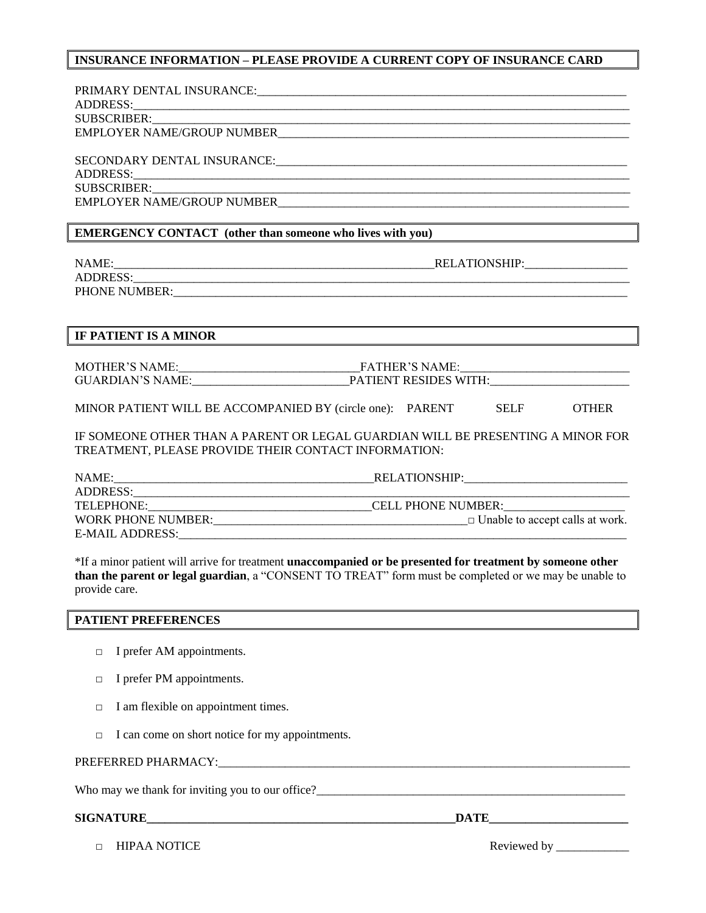## INSURANCE INFORMATION – PLEASE PROVIDE A CURRENT COPY OF INSURANCE CARD

PRIMARY DENTAL INSURANCE:\_\_\_\_\_\_\_\_\_\_\_\_\_\_\_\_\_\_\_\_\_\_\_\_\_\_\_\_\_\_\_\_\_\_\_\_\_\_\_\_\_\_\_\_\_\_\_\_\_\_\_\_\_\_\_\_\_\_\_\_

ADDRESS:\_\_\_\_\_\_\_\_\_\_\_\_\_\_\_\_\_\_\_\_\_\_\_\_\_\_\_\_\_\_\_\_\_\_\_\_\_\_\_\_\_\_\_\_\_\_\_\_\_\_\_\_\_\_\_\_\_\_\_\_\_\_\_\_\_\_\_\_\_\_\_\_\_\_

SUBSCRIBER:\_\_\_\_\_\_\_\_\_\_\_\_\_\_\_\_\_\_\_\_\_\_\_\_\_\_\_\_\_\_\_\_\_\_\_\_\_\_\_\_\_\_\_\_\_\_\_\_\_\_\_\_\_\_\_\_\_\_\_\_\_\_\_\_\_\_\_\_\_\_\_

EMPLOYER NAME/GROUP NUMBER\_\_\_\_\_\_\_\_\_\_\_\_\_\_\_\_\_\_\_\_\_\_\_\_\_\_\_\_\_\_\_\_\_\_\_\_\_\_\_\_\_\_\_\_\_\_\_\_\_\_\_\_\_\_\_\_\_\_

SECONDARY DENTAL INSURANCE:\_\_\_\_\_\_\_\_\_\_\_\_\_\_\_\_\_\_\_\_\_\_\_\_\_\_\_\_\_\_\_\_\_\_\_\_\_\_\_\_\_\_\_\_\_\_\_\_\_\_\_\_\_\_\_\_\_\_

ADDRESS:\_\_\_\_\_\_\_\_\_\_\_\_\_\_\_\_\_\_\_\_\_\_\_\_\_\_\_\_\_\_\_\_\_\_\_\_\_\_\_\_\_\_\_\_\_\_\_\_\_\_\_\_\_\_\_\_\_\_\_\_\_\_\_\_\_\_\_\_\_\_\_\_\_\_

SUBSCRIBER:\_\_\_\_\_\_\_\_\_\_\_\_\_\_\_\_\_\_\_\_\_\_\_\_\_\_\_\_\_\_\_\_\_\_\_\_\_\_\_\_\_\_\_\_\_\_\_\_\_\_\_\_\_\_\_\_\_\_\_\_\_\_\_\_\_\_\_\_\_\_\_

EMPLOYER NAME/GROUP NUMBER\_\_\_\_\_\_\_\_\_\_\_\_\_\_\_\_\_\_\_\_\_\_\_\_\_\_\_\_\_\_\_\_\_\_\_\_\_\_\_\_\_\_\_\_\_\_\_\_\_\_\_\_\_\_\_\_\_\_

## EMERGENCY CONTACT (other than someone who lives with you)

NAME:\_\_\_\_\_\_\_\_\_\_\_\_\_\_\_\_\_\_\_\_\_\_\_\_\_\_\_\_\_\_\_\_\_\_\_\_\_\_\_\_\_\_\_\_\_\_\_\_\_\_\_\_RELATIONSHIP:\_\_\_\_\_\_\_\_\_\_\_\_\_\_\_\_\_

ADDRESS:\_\_\_\_\_\_\_\_\_\_\_\_\_\_\_\_\_\_\_\_\_\_\_\_\_\_\_\_\_\_\_\_\_\_\_\_\_\_\_\_\_\_\_\_\_\_\_\_\_\_\_\_\_\_\_\_\_\_\_\_\_\_\_\_\_\_\_\_\_\_\_\_\_\_

PHONE NUMBER:\_\_\_\_\_\_\_\_\_\_\_\_\_\_\_\_\_\_\_\_\_\_\_\_\_\_\_\_\_\_\_\_\_\_\_\_\_\_\_\_\_\_\_\_\_\_\_\_\_\_\_\_\_\_\_\_\_\_\_\_\_\_\_\_\_\_\_\_\_

## IF PATIENT IS A MINOR

MOTHER'S NAME:\_\_\_\_\_\_\_\_\_\_\_\_\_\_\_\_\_\_\_\_\_\_\_\_\_\_\_\_\_\_FATHER'S NAME:\_\_\_\_\_\_\_\_\_\_\_\_\_\_\_\_\_\_\_\_\_\_\_\_\_\_\_\_

GUARDIAN'S NAME:\_\_\_\_\_\_\_\_\_\_\_\_\_\_\_\_\_\_\_\_\_\_\_\_\_\_PATIENT RESIDES WITH:\_\_\_\_\_\_\_\_\_\_\_\_\_\_\_\_\_\_\_\_\_\_\_

MINOR PATIENT WILL BE ACCOMPANIED BY (circle one): PARENT SELF OTHER

IF SOMEONE OTHER THAN A PARENT OR LEGAL GUARDIAN WILL BE PRESENTING A MINOR FOR TREATMENT, PLEASE PROVIDE THEIR CONTACT INFORMATION:

NAME:\_\_\_\_\_\_\_\_\_\_\_\_\_\_\_\_\_\_\_\_\_\_\_\_\_\_\_\_\_\_\_\_\_\_\_\_\_\_\_\_\_\_RELATIONSHIP:\_\_\_\_\_\_\_\_\_\_\_\_\_\_\_\_\_\_\_\_\_\_\_\_\_\_\_

ADDRESS:\_\_\_\_\_\_\_\_\_\_\_\_\_\_\_\_\_\_\_\_\_\_\_\_\_\_\_\_\_\_\_\_\_\_\_\_\_\_\_\_\_\_\_\_\_\_\_\_\_\_\_\_\_\_\_\_\_\_\_\_\_\_\_\_\_\_\_\_\_\_\_\_\_\_

TELEPHONE:\_\_\_\_\_\_\_\_\_\_\_\_\_\_\_\_\_\_\_\_\_\_\_\_\_\_\_\_\_\_\_\_\_\_\_\_\_CELL PHONE NUMBER:\_\_\_\_\_\_\_\_\_\_\_\_\_\_\_\_\_\_\_\_

WORK PHONE NUMBER:\_\_\_\_\_\_\_\_\_\_\_\_\_\_\_\_\_\_\_\_\_\_\_\_\_\_\_\_\_\_\_\_\_\_\_\_\_\_\_\_\_\_ □ Unable to accept calls at work.

E-MAIL ADDRESS:\_\_\_\_\_\_\_\_\_\_\_\_\_\_\_\_\_\_\_\_\_\_\_\_\_\_\_\_\_\_\_\_\_\_\_\_\_\_\_\_\_\_\_\_\_\_\_\_\_\_\_\_\_\_\_\_\_\_\_\_\_\_\_\_\_\_\_\_\_

*If a minor patient will arrive for treatment **unaccompanied or be presented for treatment by someone other than the parent or legal guardian**, a "CONSENT TO TREAT" form must be completed or we may be unable to provide care.

## PATIENT PREFERENCES

- □ I prefer AM appointments.
- □ I prefer PM appointments.
- □ I am flexible on appointment times.
- □ I can come on short notice for my appointments.

PREFERRED PHARMACY:\_\_\_\_\_\_\_\_\_\_\_\_\_\_\_\_\_\_\_\_\_\_\_\_\_\_\_\_\_\_\_\_\_\_\_\_\_\_\_\_\_\_\_\_\_\_\_\_\_\_\_\_\_\_\_\_\_\_\_\_\_\_\_\_\_\_\_\_

Who may we thank for inviting you to our office?\_\_\_\_\_\_\_\_\_\_\_\_\_\_\_\_\_\_\_\_\_\_\_\_\_\_\_\_\_\_\_\_\_\_\_\_\_\_\_\_\_\_\_\_\_\_\_\_\_\_\_

**SIGNATURE\_\_\_\_\_\_\_\_\_\_\_\_\_\_\_\_\_\_\_\_\_\_\_\_\_\_\_\_\_\_\_\_\_\_\_\_\_\_\_\_\_\_\_\_\_\_\_\_\_\_\_\_\_DATE\_\_\_\_\_\_\_\_\_\_\_\_\_\_\_\_\_\_\_\_\_\_\_**

□ HIPAA NOTICE Reviewed by \_\_\_\_\_\_\_\_\_\_\_\_